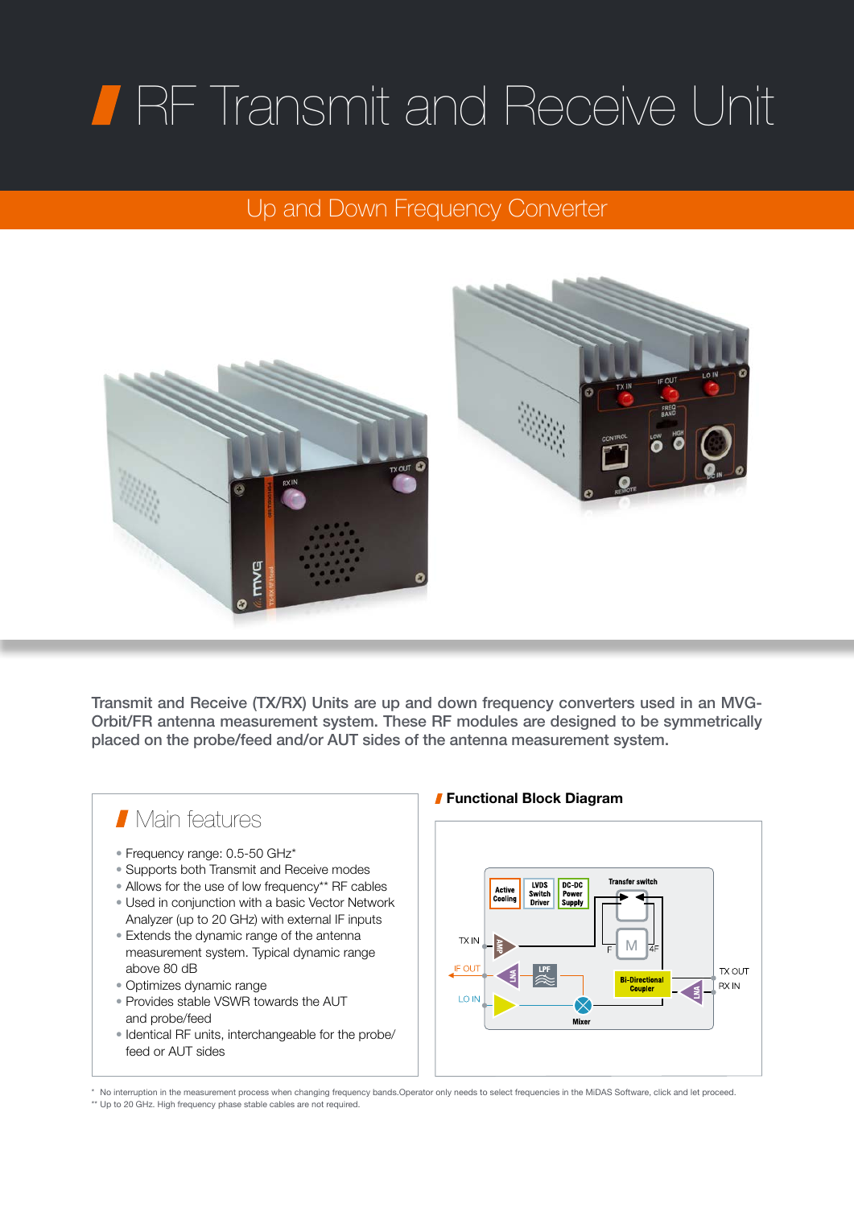# RF Transmit and Receive Unit

## Up and Down Frequency Converter

**Transmit and Receive (TX/RX) Units are up and down frequency converters used in an MVG-Orbit/FR antenna measurement system. These RF modules are designed to be symmetrically placed on the probe/feed and/or AUT sides of the antenna measurement system.**

## Main features

- Frequency range: 0.5-50 GHz*
- Supports both Transmit and Receive modes
- Allows for the use of low frequency** RF cables
- Used in conjunction with a basic Vector Network Analyzer (up to 20 GHz) with external IF inputs
- Extends the dynamic range of the antenna measurement system. Typical dynamic range above 80 dB
- Optimizes dynamic range
- Provides stable VSWR towards the AUT and probe/feed
- Identical RF units, interchangeable for the probe/feed or AUT sides

### Functional Block Diagram

\* No interruption in the measurement process when changing frequency bands.Operator only needs to select frequencies in the MiDAS Software, click and let proceed.

\*\* Up to 20 GHz. High frequency phase stable cables are not required.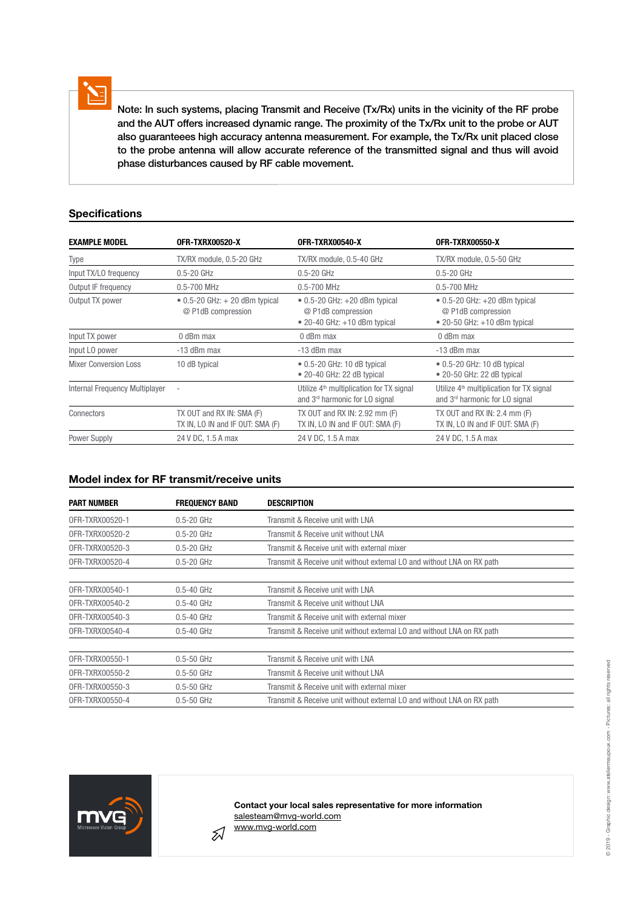Note: In such systems, placing Transmit and Receive (Tx/Rx) units in the vicinity of the RF probe and the AUT offers increased dynamic range. The proximity of the Tx/Rx unit to the probe or AUT also guaranteees high accuracy antenna measurement. For example, the Tx/Rx unit placed close to the probe antenna will allow accurate reference of the transmitted signal and thus will avoid phase disturbances caused by RF cable movement.

## Specifications

| EXAMPLE MODEL | OFR-TXRX00520-X | OFR-TXRX00540-X | OFR-TXRX00550-X |
|---|---|---|---|
| Type | TX/RX module, 0.5-20 GHz | TX/RX module, 0.5-40 GHz | TX/RX module, 0.5-50 GHz |
| Input TX/LO frequency | 0.5-20 GHz | 0.5-20 GHz | 0.5-20 GHz |
| Output IF frequency | 0.5-700 MHz | 0.5-700 MHz | 0.5-700 MHz |
| Output TX power | • 0.5-20 GHz: + 20 dBm typical @ P1dB compression | • 0.5-20 GHz: +20 dBm typical @ P1dB compression • 20-40 GHz: +10 dBm typical | • 0.5-20 GHz: +20 dBm typical @ P1dB compression • 20-50 GHz: +10 dBm typical |
| Input TX power | 0 dBm max | 0 dBm max | 0 dBm max |
| Input LO power | -13 dBm max | -13 dBm max | -13 dBm max |
| Mixer Conversion Loss | 10 dB typical | • 0.5-20 GHz: 10 dB typical • 20-40 GHz: 22 dB typical | • 0.5-20 GHz: 10 dB typical • 20-50 GHz: 22 dB typical |
| Internal Frequency Multiplayer | - | Utilize 4th multiplication for TX signal and 3rd harmonic for LO signal | Utilize 4th multiplication for TX signal and 3rd harmonic for LO signal |
| Connectors | TX OUT and RX IN: SMA (F) TX IN, LO IN and IF OUT: SMA (F) | TX OUT and RX IN: 2.92 mm (F) TX IN, LO IN and IF OUT: SMA (F) | TX OUT and RX IN: 2.4 mm (F) TX IN, LO IN and IF OUT: SMA (F) |
| Power Supply | 24 V DC, 1.5 A max | 24 V DC, 1.5 A max | 24 V DC, 1.5 A max |

## Model index for RF transmit/receive units

| PART NUMBER | FREQUENCY BAND | DESCRIPTION |
|---|---|---|
| OFR-TXRX00520-1 | 0.5-20 GHz | Transmit & Receive unit with LNA |
| OFR-TXRX00520-2 | 0.5-20 GHz | Transmit & Receive unit without LNA |
| OFR-TXRX00520-3 | 0.5-20 GHz | Transmit & Receive unit with external mixer |
| OFR-TXRX00520-4 | 0.5-20 GHz | Transmit & Receive unit without external LO and without LNA on RX path |
| OFR-TXRX00540-1 | 0.5-40 GHz | Transmit & Receive unit with LNA |
| OFR-TXRX00540-2 | 0.5-40 GHz | Transmit & Receive unit without LNA |
| OFR-TXRX00540-3 | 0.5-40 GHz | Transmit & Receive unit with external mixer |
| OFR-TXRX00540-4 | 0.5-40 GHz | Transmit & Receive unit without external LO and without LNA on RX path |
| OFR-TXRX00550-1 | 0.5-50 GHz | Transmit & Receive unit with LNA |
| OFR-TXRX00550-2 | 0.5-50 GHz | Transmit & Receive unit without LNA |
| OFR-TXRX00550-3 | 0.5-50 GHz | Transmit & Receive unit with external mixer |
| OFR-TXRX00550-4 | 0.5-50 GHz | Transmit & Receive unit without external LO and without LNA on RX path |

MVG Microwave Vision Group

**Contact your local sales representative for more information**
salesteam@mvg-world.com
www.mvg-world.com

© 2019 - Graphic design: www.ateliermaupoux.com - Pictures: all rights reserved